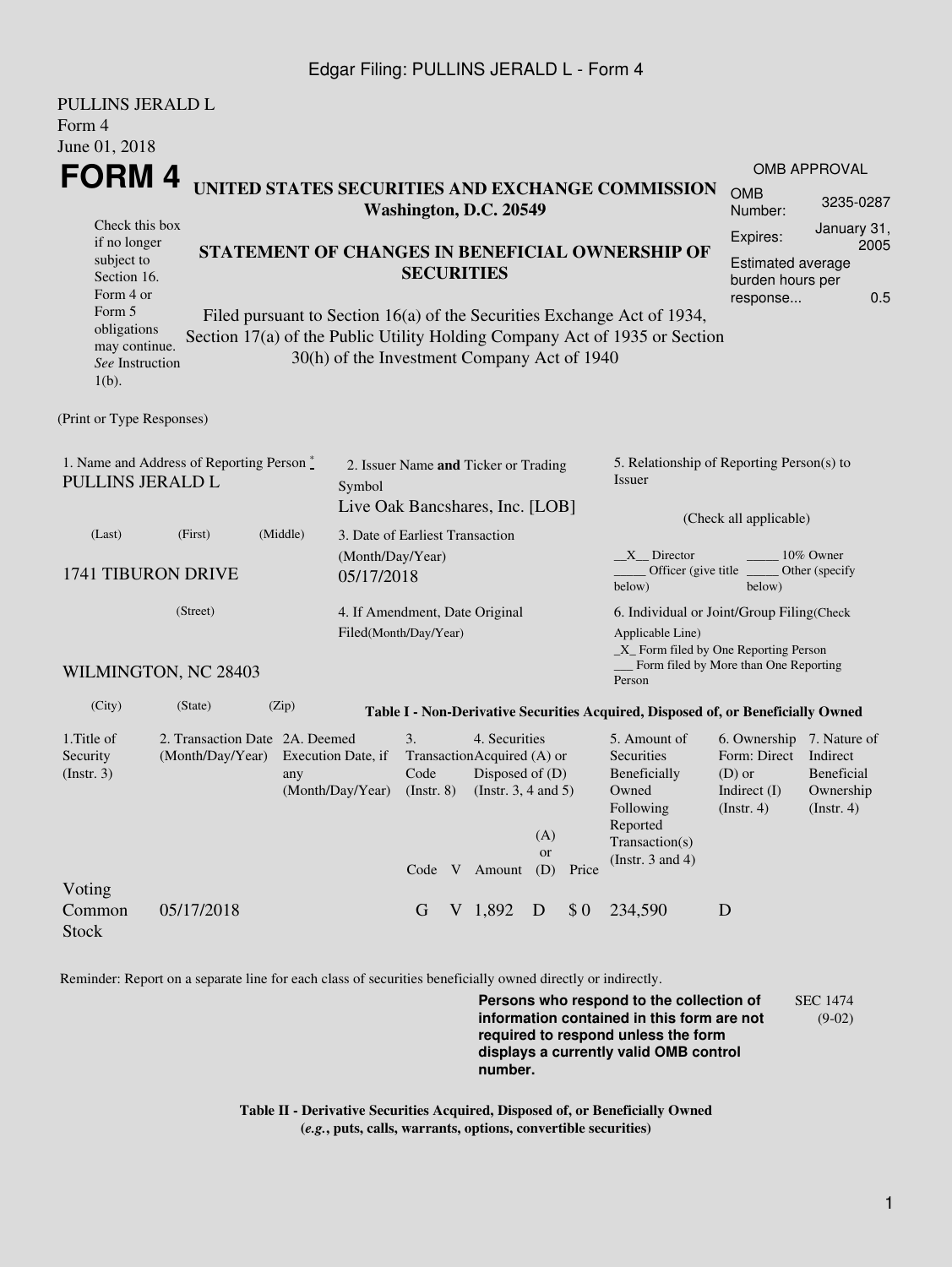Edgar Filing: PULLINS JERALD L - Form 4

PULLINS JERALD L
Form 4
June 01, 2018

# FORM 4

**UNITED STATES SECURITIES AND EXCHANGE COMMISSION**
**Washington, D.C. 20549**

**STATEMENT OF CHANGES IN BENEFICIAL OWNERSHIP OF SECURITIES**

Filed pursuant to Section 16(a) of the Securities Exchange Act of 1934, Section 17(a) of the Public Utility Holding Company Act of 1935 or Section 30(h) of the Investment Company Act of 1940

Check this box if no longer subject to Section 16. Form 4 or Form 5 obligations may continue. *See* Instruction 1(b).

| OMB APPROVAL | |
|---|---|
| OMB Number: | 3235-0287 |
| Expires: | January 31, 2005 |
| Estimated average burden hours per response... | 0.5 |

(Print or Type Responses)

1. Name and Address of Reporting Person *
PULLINS JERALD L
(Last) (First) (Middle)
1741 TIBURON DRIVE
(Street)
WILMINGTON, NC 28403
(City) (State) (Zip)

2. Issuer Name **and** Ticker or Trading Symbol
Live Oak Bancshares, Inc. [LOB]

3. Date of Earliest Transaction (Month/Day/Year)
05/17/2018

4. If Amendment, Date Original Filed(Month/Day/Year)

5. Relationship of Reporting Person(s) to Issuer
(Check all applicable)
__X__ Director _____ 10% Owner
_____ Officer (give title below) _____ Other (specify below)

6. Individual or Joint/Group Filing(Check Applicable Line)
_X_ Form filed by One Reporting Person
___ Form filed by More than One Reporting Person

**Table I - Non-Derivative Securities Acquired, Disposed of, or Beneficially Owned**

| 1.Title of Security (Instr. 3) | 2. Transaction Date (Month/Day/Year) | 2A. Deemed Execution Date, if any (Month/Day/Year) | 3. Transaction Code (Instr. 8) | | 4. Securities Acquired (A) or Disposed of (D) (Instr. 3, 4 and 5) | | | 5. Amount of Securities Beneficially Owned Following Reported Transaction(s) (Instr. 3 and 4) | 6. Ownership Form: Direct (D) or Indirect (I) (Instr. 4) | 7. Nature of Indirect Beneficial Ownership (Instr. 4) |
|---|---|---|---|---|---|---|---|---|---|---|
| | | | Code | V | Amount | (A) or (D) | Price | | | |
| Voting Common Stock | 05/17/2018 | | G | V | 1,892 | D | $ 0 | 234,590 | D | |

Reminder: Report on a separate line for each class of securities beneficially owned directly or indirectly.

**Persons who respond to the collection of information contained in this form are not required to respond unless the form displays a currently valid OMB control number.**

SEC 1474 (9-02)

**Table II - Derivative Securities Acquired, Disposed of, or Beneficially Owned**
**(*e.g.*, puts, calls, warrants, options, convertible securities)**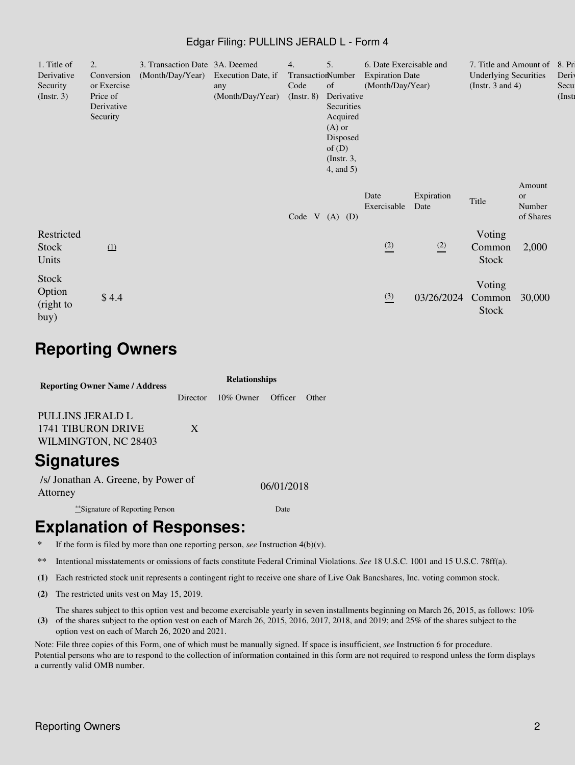| 1. Title of Derivative Security (Instr. 3) | 2. Conversion or Exercise Price of Derivative Security | 3. Transaction Date (Month/Day/Year) | 3A. Deemed Execution Date, if any (Month/Day/Year) | 4. Transaction Code (Instr. 8) | | 5. Number of Derivative Securities Acquired (A) or Disposed of (D) (Instr. 3, 4, and 5) | | 6. Date Exercisable and Expiration Date (Month/Day/Year) | | 7. Title and Amount of Underlying Securities (Instr. 3 and 4) | | 8. Pri Deriv Secu (Instr |
|---|---|---|---|---|---|---|---|---|---|---|---|---|
| | | | | Code | V | (A) | (D) | Date Exercisable | Expiration Date | Title | Amount or Number of Shares | |
| Restricted Stock Units | (1) | | | | | | | (2) | (2) | Voting Common Stock | 2,000 | |
| Stock Option (right to buy) | $ 4.4 | | | | | | | (3) | 03/26/2024 | Voting Common Stock | 30,000 | |

# Reporting Owners

| Reporting Owner Name / Address | Relationships | | | |
|---|---|---|---|---|
| | Director | 10% Owner | Officer | Other |
| PULLINS JERALD L<br>1741 TIBURON DRIVE<br>WILMINGTON, NC 28403 | X | | | |

# Signatures

| | |
|---|---|
| /s/ Jonathan A. Greene, by Power of Attorney | 06/01/2018 |
| **Signature of Reporting Person | Date |

# Explanation of Responses:

* If the form is filed by more than one reporting person, *see* Instruction 4(b)(v).

** Intentional misstatements or omissions of facts constitute Federal Criminal Violations. *See* 18 U.S.C. 1001 and 15 U.S.C. 78ff(a).

(1) Each restricted stock unit represents a contingent right to receive one share of Live Oak Bancshares, Inc. voting common stock.

(2) The restricted units vest on May 15, 2019.

(3) The shares subject to this option vest and become exercisable yearly in seven installments beginning on March 26, 2015, as follows: 10% of the shares subject to the option vest on each of March 26, 2015, 2016, 2017, 2018, and 2019; and 25% of the shares subject to the option vest on each of March 26, 2020 and 2021.

Note: File three copies of this Form, one of which must be manually signed. If space is insufficient, *see* Instruction 6 for procedure.
Potential persons who are to respond to the collection of information contained in this form are not required to respond unless the form displays a currently valid OMB number.